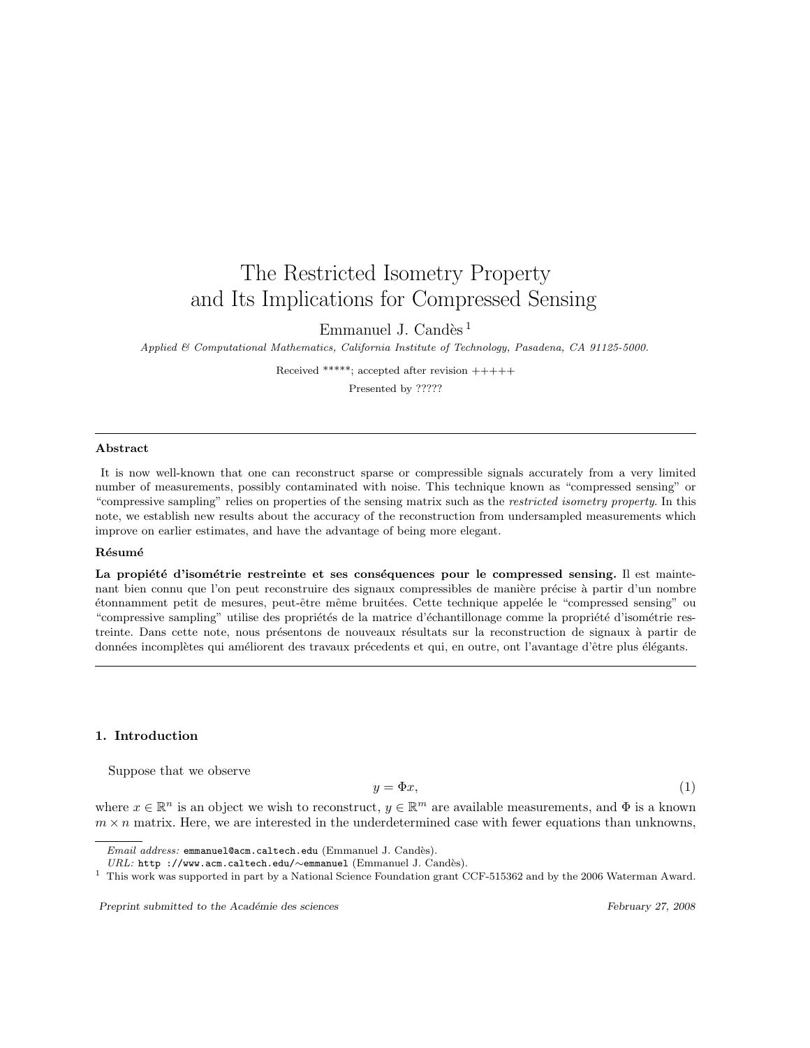# The Restricted Isometry Property and Its Implications for Compressed Sensing

Emmanuel J. Candès [1]

*Applied & Computational Mathematics, California Institute of Technology, Pasadena, CA 91125-5000.*

Received *****; accepted after revision +++++

Presented by ?????

---

**Abstract**

It is now well-known that one can reconstruct sparse or compressible signals accurately from a very limited number of measurements, possibly contaminated with noise. This technique known as "compressed sensing" or "compressive sampling" relies on properties of the sensing matrix such as the *restricted isometry property*. In this note, we establish new results about the accuracy of the reconstruction from undersampled measurements which improve on earlier estimates, and have the advantage of being more elegant.

**Résumé**

**La propiété d'isométrie restreinte et ses conséquences pour le compressed sensing.** Il est maintenant bien connu que l'on peut reconstruire des signaux compressibles de manière précise à partir d'un nombre étonnamment petit de mesures, peut-être même bruitées. Cette technique appelée le "compressed sensing" ou "compressive sampling" utilise des propriétés de la matrice d'échantillonage comme la propriété d'isométrie restreinte. Dans cette note, nous présentons de nouveaux résultats sur la reconstruction de signaux à partir de données incomplètes qui améliorent des travaux précedents et qui, en outre, ont l'avantage d'être plus élégants.

---

## 1. Introduction

Suppose that we observe

$$y = \Phi x, \tag{1}$$

where $x \in \mathbb{R}^n$ is an object we wish to reconstruct, $y \in \mathbb{R}^m$ are available measurements, and $\Phi$ is a known $m \times n$ matrix. Here, we are interested in the underdetermined case with fewer equations than unknowns,

---

*Email address:* emmanuel@acm.caltech.edu (Emmanuel J. Candès).

*URL:* http ://www.acm.caltech.edu/∼emmanuel (Emmanuel J. Candès).

[1] This work was supported in part by a National Science Foundation grant CCF-515362 and by the 2006 Waterman Award.

*Preprint submitted to the Académie des sciences* — *February 27, 2008*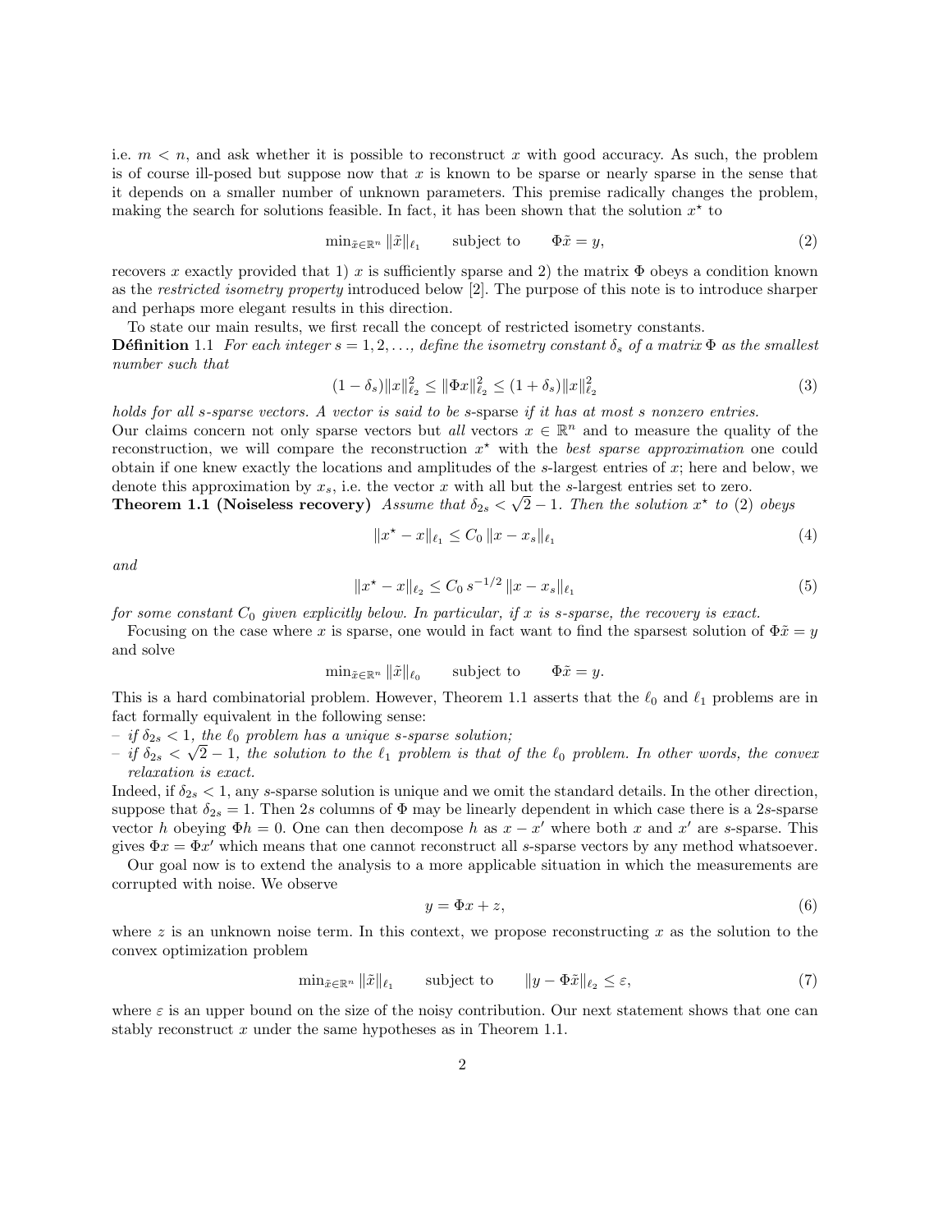i.e. $m < n$, and ask whether it is possible to reconstruct $x$ with good accuracy. As such, the problem is of course ill-posed but suppose now that $x$ is known to be sparse or nearly sparse in the sense that it depends on a smaller number of unknown parameters. This premise radically changes the problem, making the search for solutions feasible. In fact, it has been shown that the solution $x^\star$ to

$$\min_{\tilde{x}\in\mathbb{R}^n} \|\tilde{x}\|_{\ell_1} \qquad \text{subject to} \qquad \Phi\tilde{x} = y, \tag{2}$$

recovers $x$ exactly provided that 1) $x$ is sufficiently sparse and 2) the matrix $\Phi$ obeys a condition known as the *restricted isometry property* introduced below [2]. The purpose of this note is to introduce sharper and perhaps more elegant results in this direction.

To state our main results, we first recall the concept of restricted isometry constants.

**Définition** 1.1 *For each integer $s = 1, 2, \ldots$, define the isometry constant $\delta_s$ of a matrix $\Phi$ as the smallest number such that*

$$(1 - \delta_s)\|x\|_{\ell_2}^2 \le \|\Phi x\|_{\ell_2}^2 \le (1 + \delta_s)\|x\|_{\ell_2}^2 \tag{3}$$

*holds for all $s$-sparse vectors. A vector is said to be $s$-sparse if it has at most $s$ nonzero entries.*

Our claims concern not only sparse vectors but *all* vectors $x \in \mathbb{R}^n$ and to measure the quality of the reconstruction, we will compare the reconstruction $x^\star$ with the *best sparse approximation* one could obtain if one knew exactly the locations and amplitudes of the $s$-largest entries of $x$; here and below, we denote this approximation by $x_s$, i.e. the vector $x$ with all but the $s$-largest entries set to zero.

**Theorem 1.1 (Noiseless recovery)** *Assume that $\delta_{2s} < \sqrt{2} - 1$. Then the solution $x^\star$ to (2) obeys*

$$\|x^\star - x\|_{\ell_1} \le C_0 \, \|x - x_s\|_{\ell_1} \tag{4}$$

*and*

$$\|x^\star - x\|_{\ell_2} \le C_0 \, s^{-1/2} \, \|x - x_s\|_{\ell_1} \tag{5}$$

*for some constant $C_0$ given explicitly below. In particular, if $x$ is $s$-sparse, the recovery is exact.*

Focusing on the case where $x$ is sparse, one would in fact want to find the sparsest solution of $\Phi\tilde{x} = y$ and solve

$$\min_{\tilde{x}\in\mathbb{R}^n} \|\tilde{x}\|_{\ell_0} \qquad \text{subject to} \qquad \Phi\tilde{x} = y.$$

This is a hard combinatorial problem. However, Theorem 1.1 asserts that the $\ell_0$ and $\ell_1$ problems are in fact formally equivalent in the following sense:

- *if $\delta_{2s} < 1$, the $\ell_0$ problem has a unique $s$-sparse solution;*
- *if $\delta_{2s} < \sqrt{2} - 1$, the solution to the $\ell_1$ problem is that of the $\ell_0$ problem. In other words, the convex relaxation is exact.*

Indeed, if $\delta_{2s} < 1$, any $s$-sparse solution is unique and we omit the standard details. In the other direction, suppose that $\delta_{2s} = 1$. Then $2s$ columns of $\Phi$ may be linearly dependent in which case there is a $2s$-sparse vector $h$ obeying $\Phi h = 0$. One can then decompose $h$ as $x - x'$ where both $x$ and $x'$ are $s$-sparse. This gives $\Phi x = \Phi x'$ which means that one cannot reconstruct all $s$-sparse vectors by any method whatsoever.

Our goal now is to extend the analysis to a more applicable situation in which the measurements are corrupted with noise. We observe

$$y = \Phi x + z, \tag{6}$$

where $z$ is an unknown noise term. In this context, we propose reconstructing $x$ as the solution to the convex optimization problem

$$\min_{\tilde{x}\in\mathbb{R}^n} \|\tilde{x}\|_{\ell_1} \qquad \text{subject to} \qquad \|y - \Phi\tilde{x}\|_{\ell_2} \le \varepsilon, \tag{7}$$

where $\varepsilon$ is an upper bound on the size of the noisy contribution. Our next statement shows that one can stably reconstruct $x$ under the same hypotheses as in Theorem 1.1.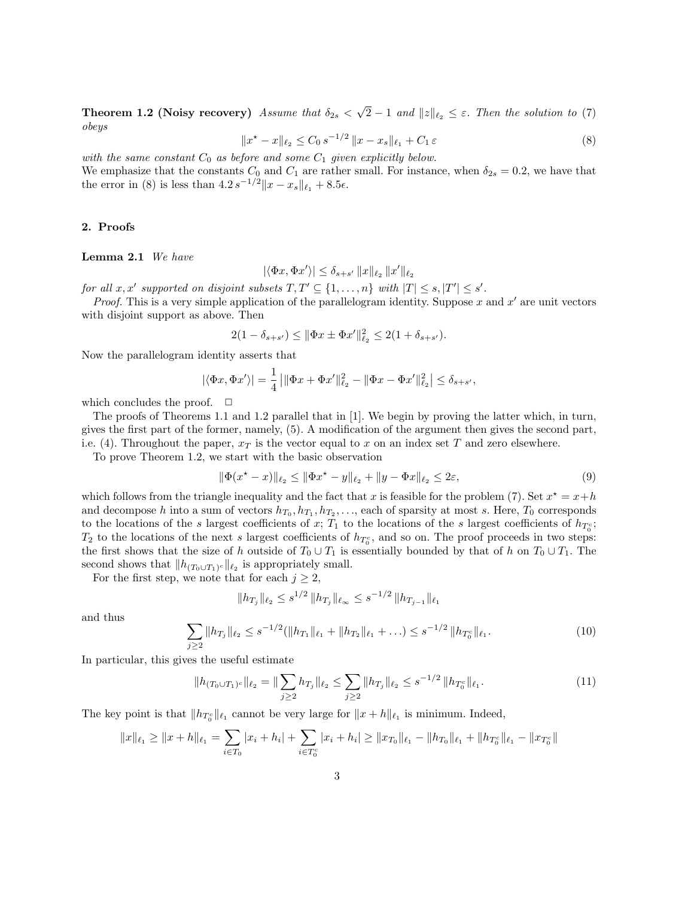**Theorem 1.2 (Noisy recovery)** *Assume that $\delta_{2s} < \sqrt{2} - 1$ and $\|z\|_{\ell_2} \le \varepsilon$. Then the solution to (7) obeys*

$$\|x^\star - x\|_{\ell_2} \le C_0\, s^{-1/2}\, \|x - x_s\|_{\ell_1} + C_1\, \varepsilon \tag{8}$$

*with the same constant $C_0$ as before and some $C_1$ given explicitly below.*

We emphasize that the constants $C_0$ and $C_1$ are rather small. For instance, when $\delta_{2s} = 0.2$, we have that the error in (8) is less than $4.2\, s^{-1/2}\|x - x_s\|_{\ell_1} + 8.5\epsilon$.

## 2. Proofs

**Lemma 2.1** *We have*

$$|\langle \Phi x, \Phi x' \rangle| \le \delta_{s+s'}\, \|x\|_{\ell_2}\, \|x'\|_{\ell_2}$$

*for all $x, x'$ supported on disjoint subsets $T, T' \subseteq \{1, \ldots, n\}$ with $|T| \le s, |T'| \le s'$.*

*Proof.* This is a very simple application of the parallelogram identity. Suppose $x$ and $x'$ are unit vectors with disjoint support as above. Then

$$2(1 - \delta_{s+s'}) \le \|\Phi x \pm \Phi x'\|_{\ell_2}^2 \le 2(1 + \delta_{s+s'}).$$

Now the parallelogram identity asserts that

$$|\langle \Phi x, \Phi x' \rangle| = \frac{1}{4} \left| \|\Phi x + \Phi x'\|_{\ell_2}^2 - \|\Phi x - \Phi x'\|_{\ell_2}^2 \right| \le \delta_{s+s'},$$

which concludes the proof. □

The proofs of Theorems 1.1 and 1.2 parallel that in [1]. We begin by proving the latter which, in turn, gives the first part of the former, namely, (5). A modification of the argument then gives the second part, i.e. (4). Throughout the paper, $x_T$ is the vector equal to $x$ on an index set $T$ and zero elsewhere.

To prove Theorem 1.2, we start with the basic observation

$$\|\Phi(x^\star - x)\|_{\ell_2} \le \|\Phi x^\star - y\|_{\ell_2} + \|y - \Phi x\|_{\ell_2} \le 2\varepsilon, \tag{9}$$

which follows from the triangle inequality and the fact that $x$ is feasible for the problem (7). Set $x^\star = x + h$ and decompose $h$ into a sum of vectors $h_{T_0}, h_{T_1}, h_{T_2}, \ldots$, each of sparsity at most $s$. Here, $T_0$ corresponds to the locations of the $s$ largest coefficients of $x$; $T_1$ to the locations of the $s$ largest coefficients of $h_{T_0^c}$; $T_2$ to the locations of the next $s$ largest coefficients of $h_{T_0^c}$, and so on. The proof proceeds in two steps: the first shows that the size of $h$ outside of $T_0 \cup T_1$ is essentially bounded by that of $h$ on $T_0 \cup T_1$. The second shows that $\|h_{(T_0 \cup T_1)^c}\|_{\ell_2}$ is appropriately small.

For the first step, we note that for each $j \ge 2$,

$$\|h_{T_j}\|_{\ell_2} \le s^{1/2}\, \|h_{T_j}\|_{\ell_\infty} \le s^{-1/2}\, \|h_{T_{j-1}}\|_{\ell_1}$$

and thus

$$\sum_{j \ge 2} \|h_{T_j}\|_{\ell_2} \le s^{-1/2}(\|h_{T_1}\|_{\ell_1} + \|h_{T_2}\|_{\ell_1} + \ldots) \le s^{-1/2}\, \|h_{T_0^c}\|_{\ell_1}. \tag{10}$$

In particular, this gives the useful estimate

$$\|h_{(T_0 \cup T_1)^c}\|_{\ell_2} = \|\sum_{j \ge 2} h_{T_j}\|_{\ell_2} \le \sum_{j \ge 2} \|h_{T_j}\|_{\ell_2} \le s^{-1/2}\, \|h_{T_0^c}\|_{\ell_1}. \tag{11}$$

The key point is that $\|h_{T_0^c}\|_{\ell_1}$ cannot be very large for $\|x + h\|_{\ell_1}$ is minimum. Indeed,

$$\|x\|_{\ell_1} \ge \|x + h\|_{\ell_1} = \sum_{i \in T_0} |x_i + h_i| + \sum_{i \in T_0^c} |x_i + h_i| \ge \|x_{T_0}\|_{\ell_1} - \|h_{T_0}\|_{\ell_1} + \|h_{T_0^c}\|_{\ell_1} - \|x_{T_0^c}\|$$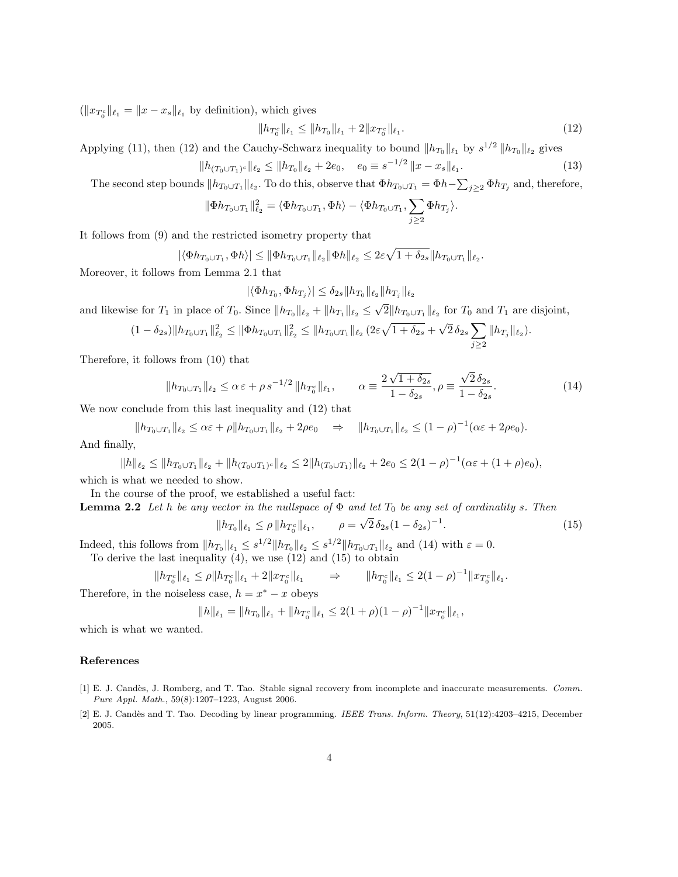($\|x_{T_0^c}\|_{\ell_1} = \|x - x_s\|_{\ell_1}$ by definition), which gives

$$\|h_{T_0^c}\|_{\ell_1} \le \|h_{T_0}\|_{\ell_1} + 2\|x_{T_0^c}\|_{\ell_1}. \tag{12}$$

Applying (11), then (12) and the Cauchy-Schwarz inequality to bound $\|h_{T_0}\|_{\ell_1}$ by $s^{1/2}\,\|h_{T_0}\|_{\ell_2}$ gives

$$\|h_{(T_0 \cup T_1)^c}\|_{\ell_2} \le \|h_{T_0}\|_{\ell_2} + 2e_0, \quad e_0 \equiv s^{-1/2}\,\|x - x_s\|_{\ell_1}. \tag{13}$$

The second step bounds $\|h_{T_0 \cup T_1}\|_{\ell_2}$. To do this, observe that $\Phi h_{T_0 \cup T_1} = \Phi h - \sum_{j \ge 2} \Phi h_{T_j}$ and, therefore,

$$\|\Phi h_{T_0 \cup T_1}\|_{\ell_2}^2 = \langle \Phi h_{T_0 \cup T_1}, \Phi h \rangle - \langle \Phi h_{T_0 \cup T_1}, \sum_{j \ge 2} \Phi h_{T_j} \rangle.$$

It follows from (9) and the restricted isometry property that

$$|\langle \Phi h_{T_0 \cup T_1}, \Phi h \rangle| \le \|\Phi h_{T_0 \cup T_1}\|_{\ell_2} \|\Phi h\|_{\ell_2} \le 2\varepsilon\sqrt{1 + \delta_{2s}}\|h_{T_0 \cup T_1}\|_{\ell_2}.$$

Moreover, it follows from Lemma 2.1 that

$$|\langle \Phi h_{T_0}, \Phi h_{T_j} \rangle| \le \delta_{2s} \|h_{T_0}\|_{\ell_2} \|h_{T_j}\|_{\ell_2}$$

and likewise for $T_1$ in place of $T_0$. Since $\|h_{T_0}\|_{\ell_2} + \|h_{T_1}\|_{\ell_2} \le \sqrt{2}\|h_{T_0 \cup T_1}\|_{\ell_2}$ for $T_0$ and $T_1$ are disjoint,

$$(1 - \delta_{2s})\|h_{T_0 \cup T_1}\|_{\ell_2}^2 \le \|\Phi h_{T_0 \cup T_1}\|_{\ell_2}^2 \le \|h_{T_0 \cup T_1}\|_{\ell_2} \, (2\varepsilon\sqrt{1 + \delta_{2s}} + \sqrt{2}\,\delta_{2s} \sum_{j \ge 2} \|h_{T_j}\|_{\ell_2}).$$

Therefore, it follows from (10) that

$$\|h_{T_0 \cup T_1}\|_{\ell_2} \le \alpha\,\varepsilon + \rho\, s^{-1/2}\,\|h_{T_0^c}\|_{\ell_1}, \qquad \alpha \equiv \frac{2\,\sqrt{1 + \delta_{2s}}}{1 - \delta_{2s}}, \rho \equiv \frac{\sqrt{2}\,\delta_{2s}}{1 - \delta_{2s}}. \tag{14}$$

We now conclude from this last inequality and (12) that

$$\|h_{T_0 \cup T_1}\|_{\ell_2} \le \alpha\varepsilon + \rho\|h_{T_0 \cup T_1}\|_{\ell_2} + 2\rho e_0 \quad \Rightarrow \quad \|h_{T_0 \cup T_1}\|_{\ell_2} \le (1 - \rho)^{-1}(\alpha\varepsilon + 2\rho e_0).$$

And finally,

$$\|h\|_{\ell_2} \le \|h_{T_0 \cup T_1}\|_{\ell_2} + \|h_{(T_0 \cup T_1)^c}\|_{\ell_2} \le 2\|h_{(T_0 \cup T_1)}\|_{\ell_2} + 2e_0 \le 2(1 - \rho)^{-1}(\alpha\varepsilon + (1 + \rho)e_0),$$

which is what we needed to show.

In the course of the proof, we established a useful fact:

**Lemma 2.2** *Let $h$ be any vector in the nullspace of $\Phi$ and let $T_0$ be any set of cardinality $s$. Then*

$$\|h_{T_0}\|_{\ell_1} \le \rho\,\|h_{T_0^c}\|_{\ell_1}, \qquad \rho = \sqrt{2}\,\delta_{2s}(1 - \delta_{2s})^{-1}. \tag{15}$$

Indeed, this follows from $\|h_{T_0}\|_{\ell_1} \le s^{1/2}\|h_{T_0}\|_{\ell_2} \le s^{1/2}\|h_{T_0 \cup T_1}\|_{\ell_2}$ and (14) with $\varepsilon = 0$.

To derive the last inequality (4), we use (12) and (15) to obtain

$$\|h_{T_0^c}\|_{\ell_1} \le \rho\|h_{T_0^c}\|_{\ell_1} + 2\|x_{T_0^c}\|_{\ell_1} \qquad \Rightarrow \qquad \|h_{T_0^c}\|_{\ell_1} \le 2(1 - \rho)^{-1}\|x_{T_0^c}\|_{\ell_1}.$$

Therefore, in the noiseless case, $h = x^* - x$ obeys

$$\|h\|_{\ell_1} = \|h_{T_0}\|_{\ell_1} + \|h_{T_0^c}\|_{\ell_1} \le 2(1 + \rho)(1 - \rho)^{-1}\|x_{T_0^c}\|_{\ell_1},$$

which is what we wanted.

## References

[1] E. J. Candès, J. Romberg, and T. Tao. Stable signal recovery from incomplete and inaccurate measurements. *Comm. Pure Appl. Math.*, 59(8):1207–1223, August 2006.

[2] E. J. Candès and T. Tao. Decoding by linear programming. *IEEE Trans. Inform. Theory*, 51(12):4203–4215, December 2005.